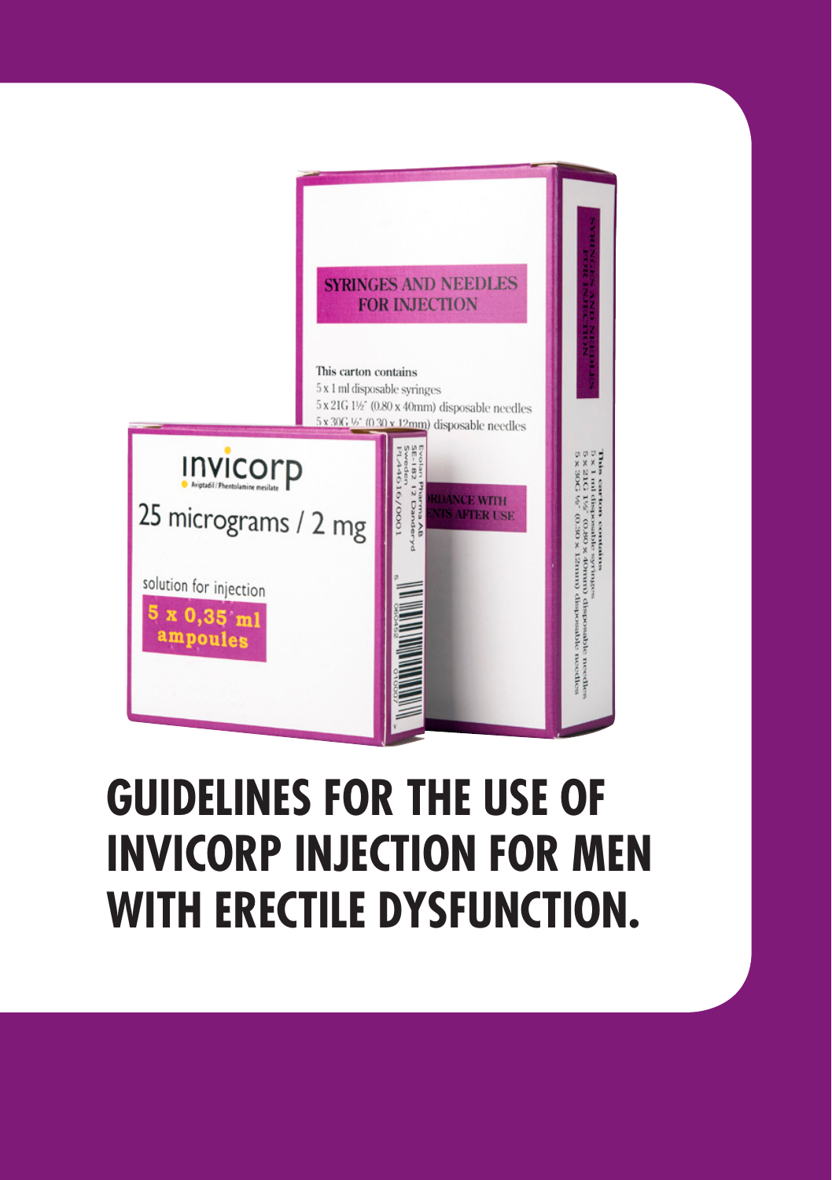# GUIDELINES FOR THE USE OF INVICORP INJECTION FOR MEN WITH ERECTILE DYSFUNCTION.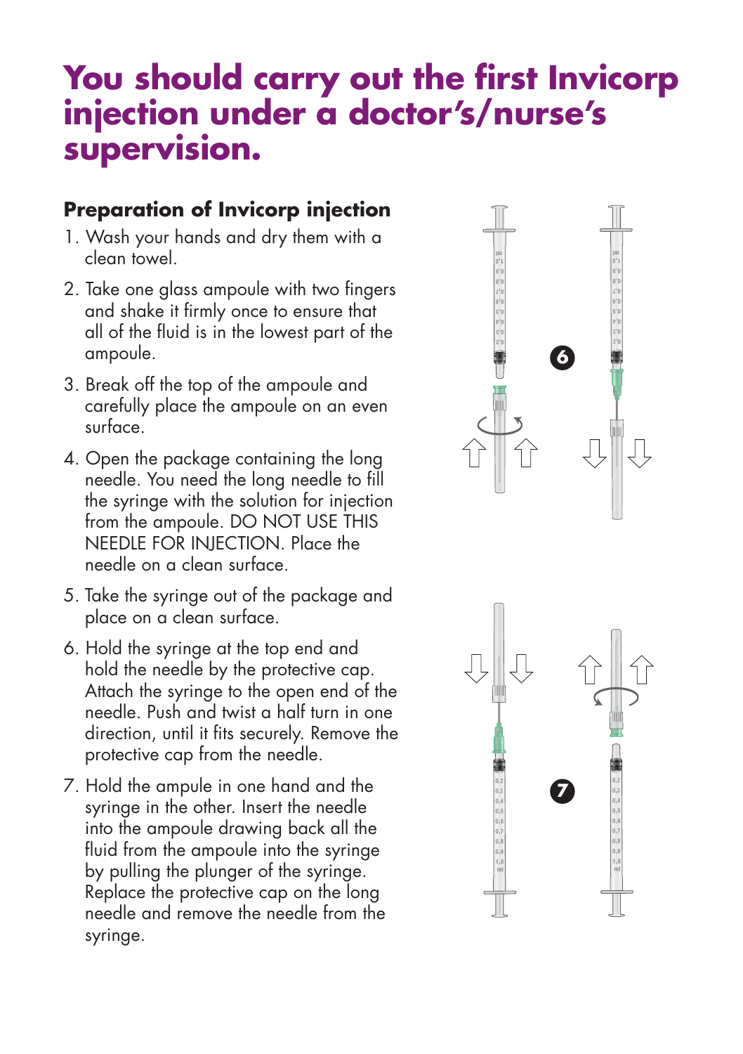# You should carry out the first Invicorp injection under a doctor's/nurse's supervision.

## Preparation of Invicorp injection

1. Wash your hands and dry them with a clean towel.
2. Take one glass ampoule with two fingers and shake it firmly once to ensure that all of the fluid is in the lowest part of the ampoule.
3. Break off the top of the ampoule and carefully place the ampoule on an even surface.
4. Open the package containing the long needle. You need the long needle to fill the syringe with the solution for injection from the ampoule. DO NOT USE THIS NEEDLE FOR INJECTION. Place the needle on a clean surface.
5. Take the syringe out of the package and place on a clean surface.
6. Hold the syringe at the top end and hold the needle by the protective cap. Attach the syringe to the open end of the needle. Push and twist a half turn in one direction, until it fits securely. Remove the protective cap from the needle.
7. Hold the ampule in one hand and the syringe in the other. Insert the needle into the ampoule drawing back all the fluid from the ampoule into the syringe by pulling the plunger of the syringe. Replace the protective cap on the long needle and remove the needle from the syringe.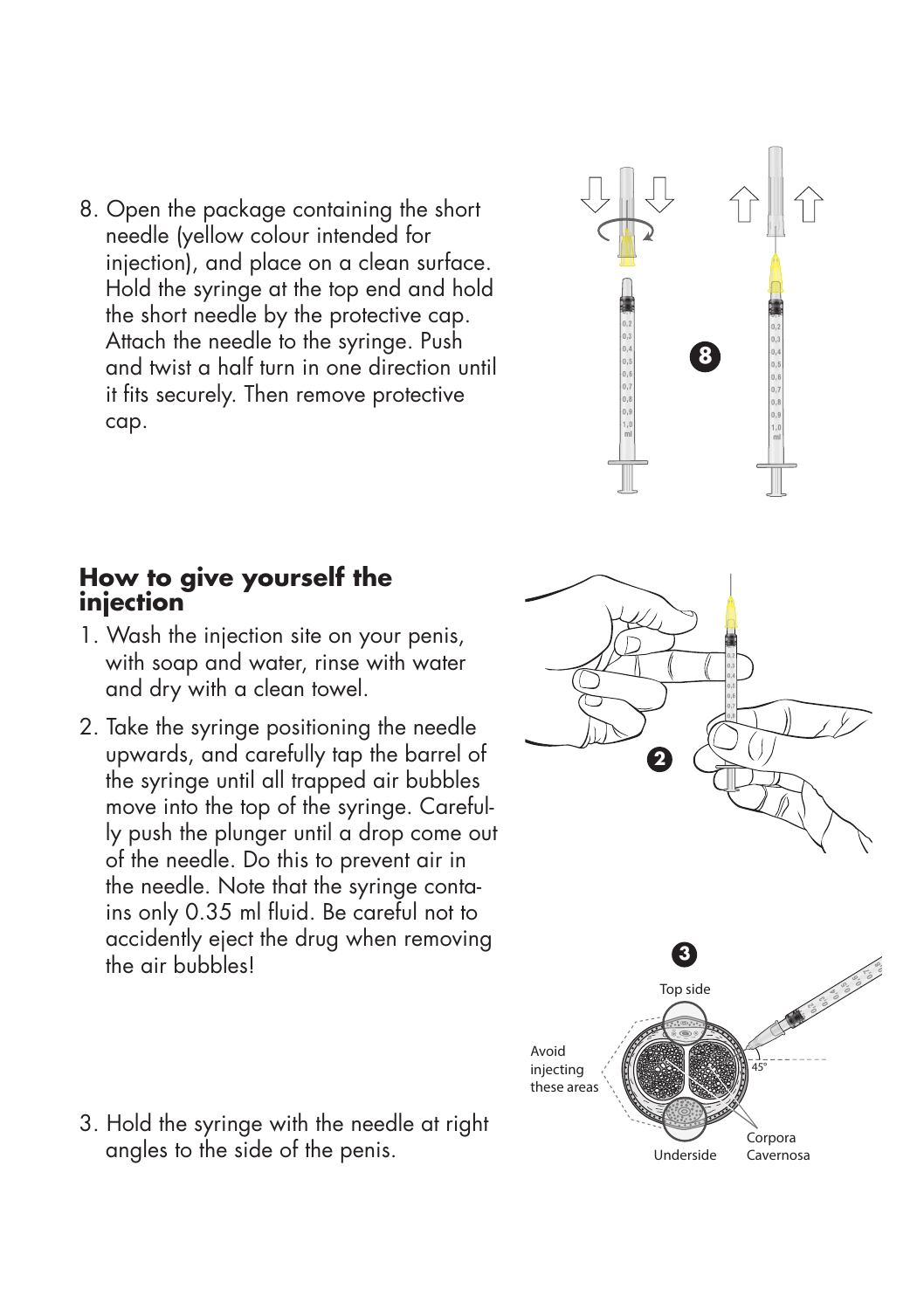8. Open the package containing the short needle (yellow colour intended for injection), and place on a clean surface. Hold the syringe at the top end and hold the short needle by the protective cap. Attach the needle to the syringe. Push and twist a half turn in one direction until it fits securely. Then remove protective cap.

## How to give yourself the injection

1. Wash the injection site on your penis, with soap and water, rinse with water and dry with a clean towel.
2. Take the syringe positioning the needle upwards, and carefully tap the barrel of the syringe until all trapped air bubbles move into the top of the syringe. Carefully push the plunger until a drop come out of the needle. Do this to prevent air in the needle. Note that the syringe contains only 0.35 ml fluid. Be careful not to accidently eject the drug when removing the air bubbles!
3. Hold the syringe with the needle at right angles to the side of the penis.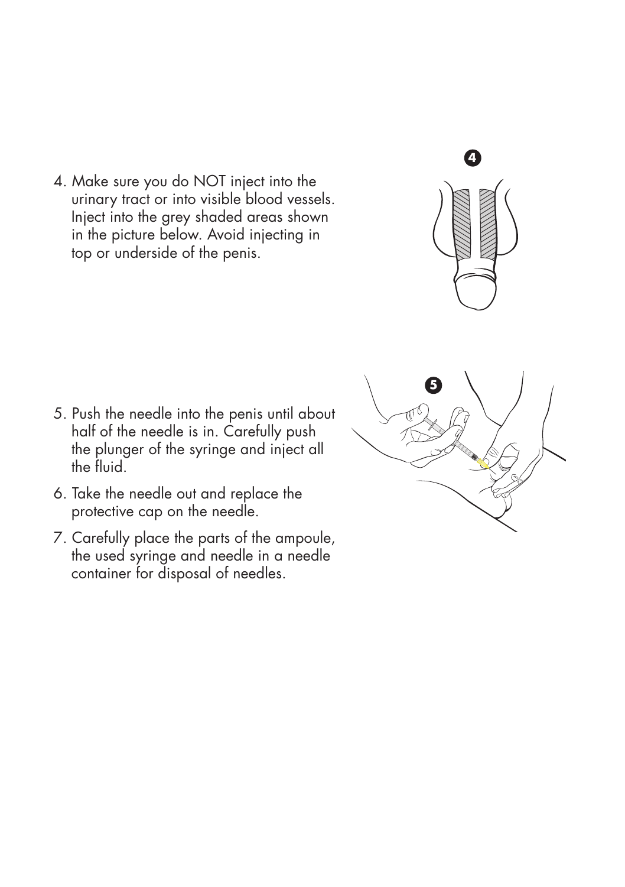4. Make sure you do NOT inject into the urinary tract or into visible blood vessels. Inject into the grey shaded areas shown in the picture below. Avoid injecting in top or underside of the penis.

5. Push the needle into the penis until about half of the needle is in. Carefully push the plunger of the syringe and inject all the fluid.

6. Take the needle out and replace the protective cap on the needle.

7. Carefully place the parts of the ampoule, the used syringe and needle in a needle container for disposal of needles.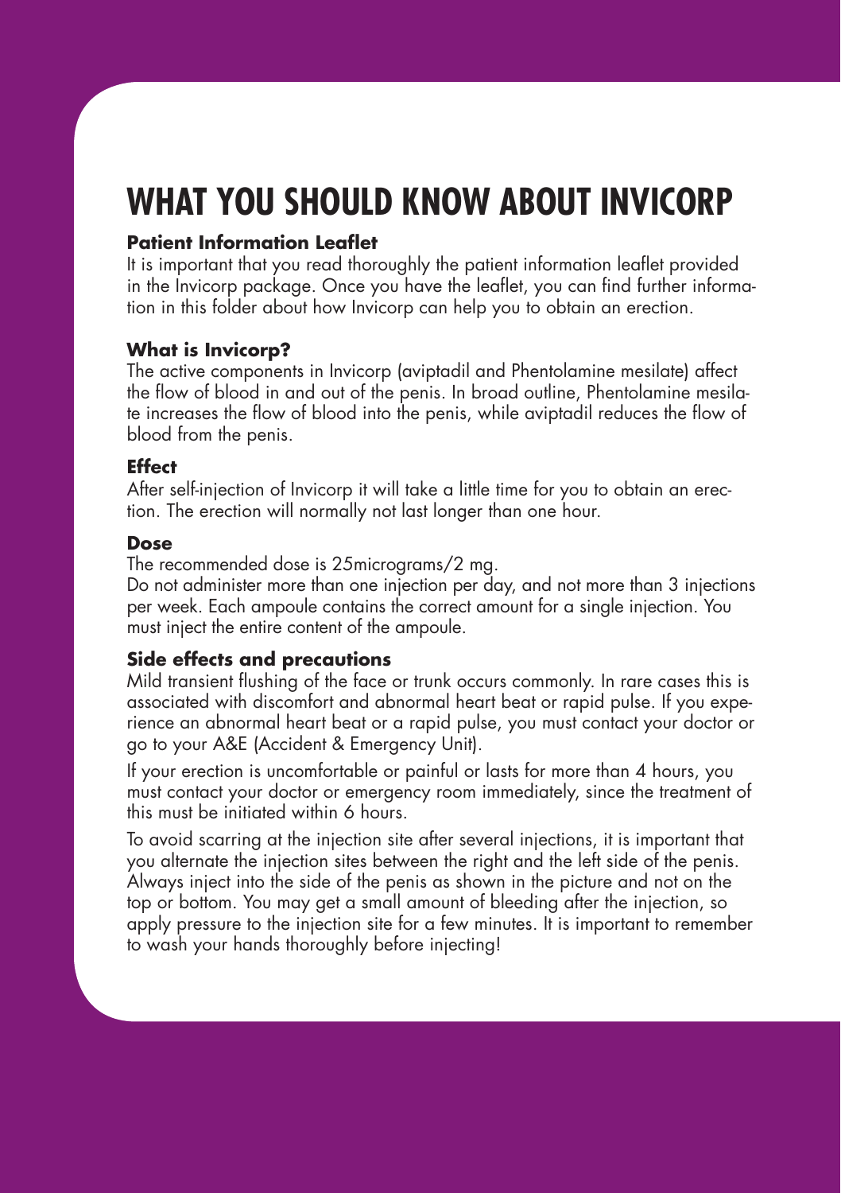# WHAT YOU SHOULD KNOW ABOUT INVICORP

**Patient Information Leaflet**

It is important that you read thoroughly the patient information leaflet provided in the Invicorp package. Once you have the leaflet, you can find further information in this folder about how Invicorp can help you to obtain an erection.

**What is Invicorp?**

The active components in Invicorp (aviptadil and Phentolamine mesilate) affect the flow of blood in and out of the penis. In broad outline, Phentolamine mesilate increases the flow of blood into the penis, while aviptadil reduces the flow of blood from the penis.

**Effect**

After self-injection of Invicorp it will take a little time for you to obtain an erection. The erection will normally not last longer than one hour.

**Dose**

The recommended dose is 25micrograms/2 mg.

Do not administer more than one injection per day, and not more than 3 injections per week. Each ampoule contains the correct amount for a single injection. You must inject the entire content of the ampoule.

**Side effects and precautions**

Mild transient flushing of the face or trunk occurs commonly. In rare cases this is associated with discomfort and abnormal heart beat or rapid pulse. If you experience an abnormal heart beat or a rapid pulse, you must contact your doctor or go to your A&E (Accident & Emergency Unit).

If your erection is uncomfortable or painful or lasts for more than 4 hours, you must contact your doctor or emergency room immediately, since the treatment of this must be initiated within 6 hours.

To avoid scarring at the injection site after several injections, it is important that you alternate the injection sites between the right and the left side of the penis. Always inject into the side of the penis as shown in the picture and not on the top or bottom. You may get a small amount of bleeding after the injection, so apply pressure to the injection site for a few minutes. It is important to remember to wash your hands thoroughly before injecting!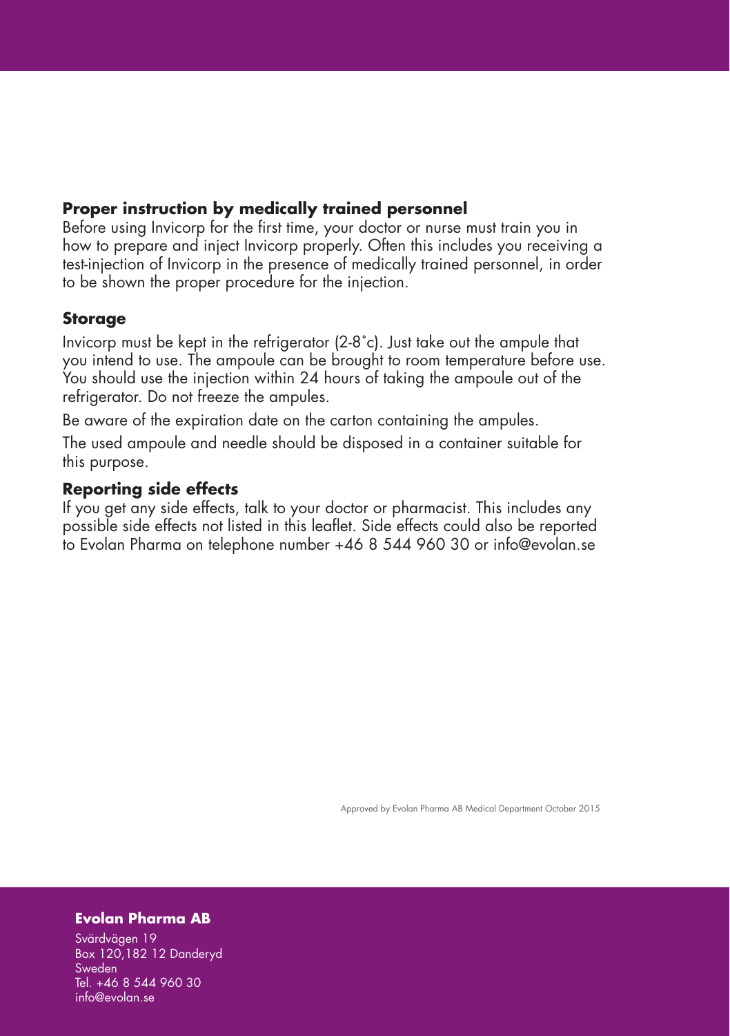### Proper instruction by medically trained personnel

Before using Invicorp for the first time, your doctor or nurse must train you in how to prepare and inject Invicorp properly. Often this includes you receiving a test-injection of Invicorp in the presence of medically trained personnel, in order to be shown the proper procedure for the injection.

### Storage

Invicorp must be kept in the refrigerator (2-8˚c). Just take out the ampule that you intend to use. The ampoule can be brought to room temperature before use. You should use the injection within 24 hours of taking the ampoule out of the refrigerator. Do not freeze the ampules.

Be aware of the expiration date on the carton containing the ampules.

The used ampoule and needle should be disposed in a container suitable for this purpose.

### Reporting side effects

If you get any side effects, talk to your doctor or pharmacist. This includes any possible side effects not listed in this leaflet. Side effects could also be reported to Evolan Pharma on telephone number +46 8 544 960 30 or info@evolan.se

Approved by Evolan Pharma AB Medical Department October 2015

**Evolan Pharma AB**

Svärdvägen 19
Box 120,182 12 Danderyd
Sweden
Tel. +46 8 544 960 30
info@evolan.se